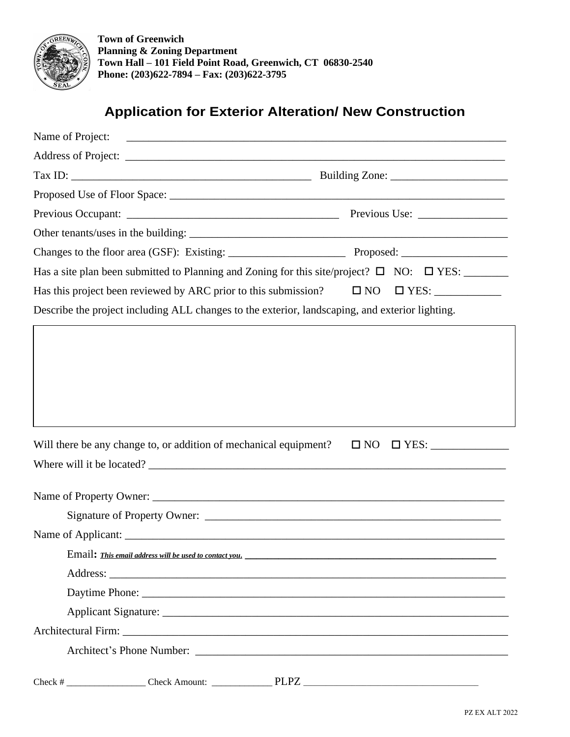**Town of Greenwich**
**Planning & Zoning Department**
**Town Hall – 101 Field Point Road, Greenwich, CT 06830-2540**
**Phone: (203)622-7894 – Fax: (203)622-3795**

# Application for Exterior Alteration/ New Construction

Name of Project: ____________________________________________________________________

Address of Project: __________________________________________________________________

Tax ID: ___________________________________________ Building Zone: _____________________

Proposed Use of Floor Space: __________________________________________________________

Previous Occupant: _____________________________________ Previous Use: ________________

Other tenants/uses in the building: _______________________________________________________

Changes to the floor area (GSF): Existing: _____________________ Proposed: ___________________

Has a site plan been submitted to Planning and Zoning for this site/project? ☐ NO: ☐ YES: ________

Has this project been reviewed by ARC prior to this submission? ☐ NO ☐ YES: ____________

Describe the project including ALL changes to the exterior, landscaping, and exterior lighting.

| |
|---|
| |

Will there be any change to, or addition of mechanical equipment? ☐ NO ☐ YES: ______________

Where will it be located? _______________________________________________________________

Name of Property Owner: ______________________________________________________________

Signature of Property Owner: ____________________________________________________

Name of Applicant: ___________________________________________________________________

**Email:** ***This email address will be used to contact you.*** ______________________________________________

Address: __________________________________________________________________________

Daytime Phone: _____________________________________________________________________

Applicant Signature: _________________________________________________________________

Architectural Firm: ____________________________________________________________________

Architect's Phone Number: ____________________________________________________________

Check # _________________ Check Amount: _____________ PLPZ ______________________________________

PZ EX ALT 2022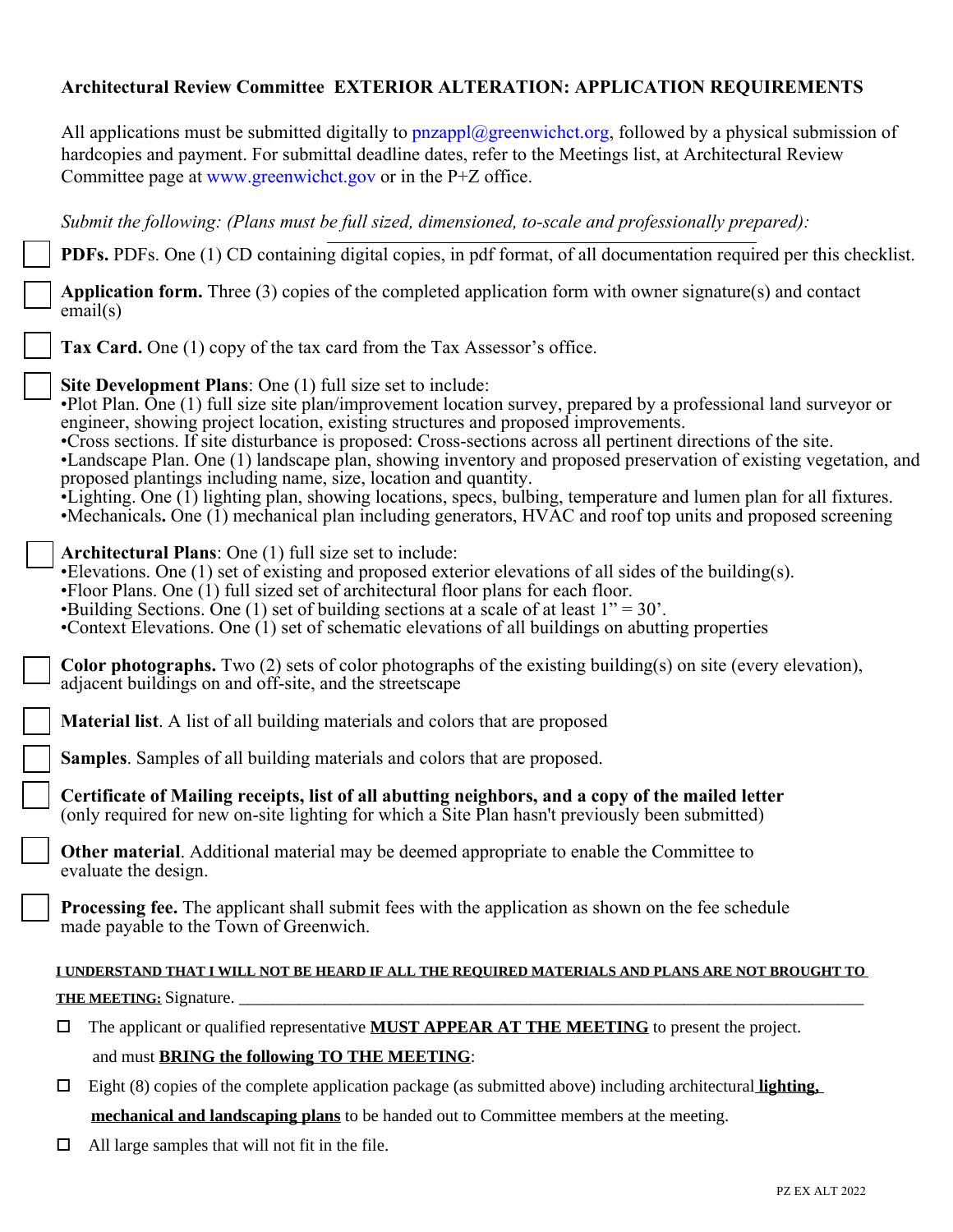## Architectural Review Committee EXTERIOR ALTERATION: APPLICATION REQUIREMENTS

All applications must be submitted digitally to pnzappl@greenwichct.org, followed by a physical submission of hardcopies and payment. For submittal deadline dates, refer to the Meetings list, at Architectural Review Committee page at www.greenwichct.gov or in the P+Z office.

*Submit the following: (Plans must be full sized, dimensioned, to-scale and professionally prepared):*

- ☐ **PDFs.** PDFs. One (1) CD containing digital copies, in pdf format, of all documentation required per this checklist.
- ☐ **Application form.** Three (3) copies of the completed application form with owner signature(s) and contact email(s)
- ☐ **Tax Card.** One (1) copy of the tax card from the Tax Assessor's office.
- ☐ **Site Development Plans**: One (1) full size set to include:
  - •Plot Plan. One (1) full size site plan/improvement location survey, prepared by a professional land surveyor or engineer, showing project location, existing structures and proposed improvements.
  - •Cross sections. If site disturbance is proposed: Cross-sections across all pertinent directions of the site.
  - •Landscape Plan. One (1) landscape plan, showing inventory and proposed preservation of existing vegetation, and proposed plantings including name, size, location and quantity.
  - •Lighting. One (1) lighting plan, showing locations, specs, bulbing, temperature and lumen plan for all fixtures.
  - •Mechanicals**.** One (1) mechanical plan including generators, HVAC and roof top units and proposed screening
- ☐ **Architectural Plans**: One (1) full size set to include:
  - •Elevations. One (1) set of existing and proposed exterior elevations of all sides of the building(s).
  - •Floor Plans. One (1) full sized set of architectural floor plans for each floor.
  - •Building Sections. One (1) set of building sections at a scale of at least 1" = 30'.
  - •Context Elevations. One (1) set of schematic elevations of all buildings on abutting properties
- ☐ **Color photographs.** Two (2) sets of color photographs of the existing building(s) on site (every elevation), adjacent buildings on and off-site, and the streetscape
- ☐ **Material list**. A list of all building materials and colors that are proposed
- ☐ **Samples**. Samples of all building materials and colors that are proposed.
- ☐ **Certificate of Mailing receipts, list of all abutting neighbors, and a copy of the mailed letter** (only required for new on-site lighting for which a Site Plan hasn't previously been submitted)
- ☐ **Other material**. Additional material may be deemed appropriate to enable the Committee to evaluate the design.
- ☐ **Processing fee.** The applicant shall submit fees with the application as shown on the fee schedule made payable to the Town of Greenwich.

**I UNDERSTAND THAT I WILL NOT BE HEARD IF ALL THE REQUIRED MATERIALS AND PLANS ARE NOT BROUGHT TO THE MEETING:** Signature. ______________________________________________

- ☐ The applicant or qualified representative **MUST APPEAR AT THE MEETING** to present the project. and must **BRING the following TO THE MEETING**:
- ☐ Eight (8) copies of the complete application package (as submitted above) including architectural **lighting, mechanical and landscaping plans** to be handed out to Committee members at the meeting.
- ☐ All large samples that will not fit in the file.

PZ EX ALT 2022